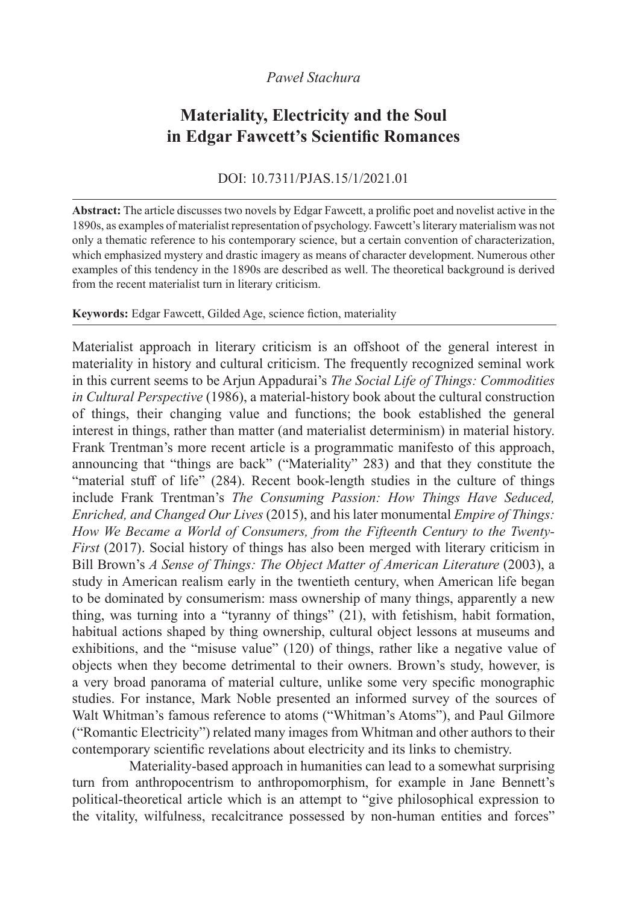*Paweł Stachura*

# Materiality, Electricity and the Soul in Edgar Fawcett's Scientific Romances

DOI: 10.7311/PJAS.15/1/2021.01

**Abstract:** The article discusses two novels by Edgar Fawcett, a prolific poet and novelist active in the 1890s, as examples of materialist representation of psychology. Fawcett's literary materialism was not only a thematic reference to his contemporary science, but a certain convention of characterization, which emphasized mystery and drastic imagery as means of character development. Numerous other examples of this tendency in the 1890s are described as well. The theoretical background is derived from the recent materialist turn in literary criticism.

**Keywords:** Edgar Fawcett, Gilded Age, science fiction, materiality

Materialist approach in literary criticism is an offshoot of the general interest in materiality in history and cultural criticism. The frequently recognized seminal work in this current seems to be Arjun Appadurai's *The Social Life of Things: Commodities in Cultural Perspective* (1986), a material-history book about the cultural construction of things, their changing value and functions; the book established the general interest in things, rather than matter (and materialist determinism) in material history. Frank Trentman's more recent article is a programmatic manifesto of this approach, announcing that "things are back" ("Materiality" 283) and that they constitute the "material stuff of life" (284). Recent book-length studies in the culture of things include Frank Trentman's *The Consuming Passion: How Things Have Seduced, Enriched, and Changed Our Lives* (2015), and his later monumental *Empire of Things: How We Became a World of Consumers, from the Fifteenth Century to the Twenty-First* (2017). Social history of things has also been merged with literary criticism in Bill Brown's *A Sense of Things: The Object Matter of American Literature* (2003), a study in American realism early in the twentieth century, when American life began to be dominated by consumerism: mass ownership of many things, apparently a new thing, was turning into a "tyranny of things" (21), with fetishism, habit formation, habitual actions shaped by thing ownership, cultural object lessons at museums and exhibitions, and the "misuse value" (120) of things, rather like a negative value of objects when they become detrimental to their owners. Brown's study, however, is a very broad panorama of material culture, unlike some very specific monographic studies. For instance, Mark Noble presented an informed survey of the sources of Walt Whitman's famous reference to atoms ("Whitman's Atoms"), and Paul Gilmore ("Romantic Electricity") related many images from Whitman and other authors to their contemporary scientific revelations about electricity and its links to chemistry.

Materiality-based approach in humanities can lead to a somewhat surprising turn from anthropocentrism to anthropomorphism, for example in Jane Bennett's political-theoretical article which is an attempt to "give philosophical expression to the vitality, wilfulness, recalcitrance possessed by non-human entities and forces"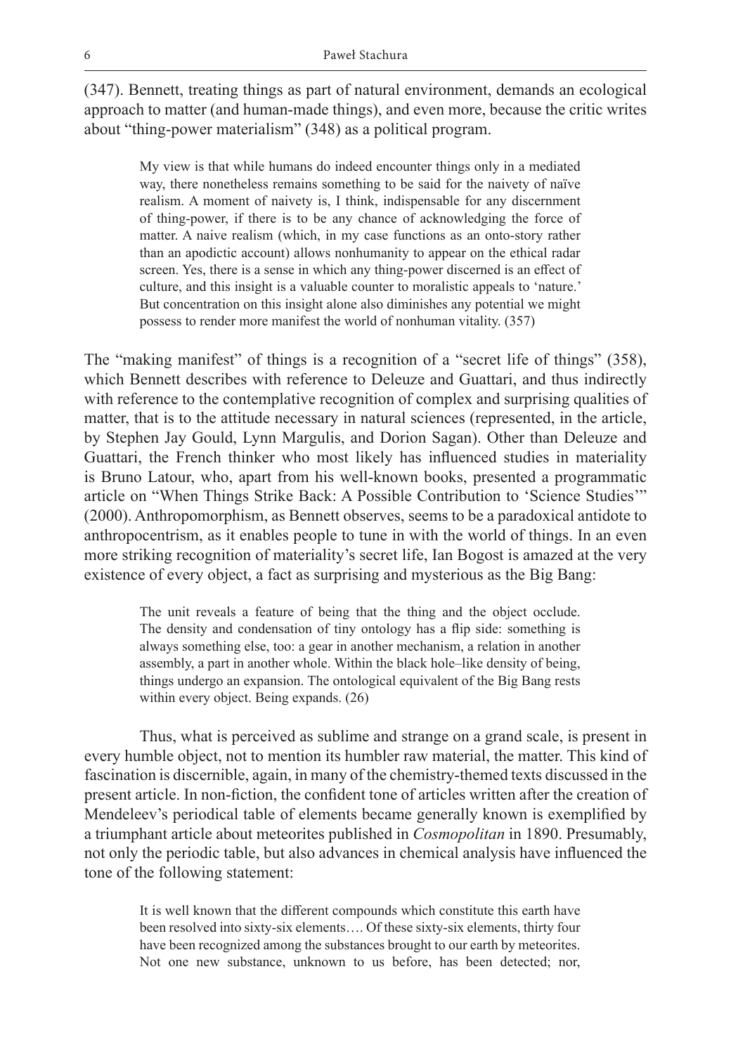(347). Bennett, treating things as part of natural environment, demands an ecological approach to matter (and human-made things), and even more, because the critic writes about "thing-power materialism" (348) as a political program.

> My view is that while humans do indeed encounter things only in a mediated way, there nonetheless remains something to be said for the naivety of naïve realism. A moment of naivety is, I think, indispensable for any discernment of thing-power, if there is to be any chance of acknowledging the force of matter. A naive realism (which, in my case functions as an onto-story rather than an apodictic account) allows nonhumanity to appear on the ethical radar screen. Yes, there is a sense in which any thing-power discerned is an effect of culture, and this insight is a valuable counter to moralistic appeals to 'nature.' But concentration on this insight alone also diminishes any potential we might possess to render more manifest the world of nonhuman vitality. (357)

The "making manifest" of things is a recognition of a "secret life of things" (358), which Bennett describes with reference to Deleuze and Guattari, and thus indirectly with reference to the contemplative recognition of complex and surprising qualities of matter, that is to the attitude necessary in natural sciences (represented, in the article, by Stephen Jay Gould, Lynn Margulis, and Dorion Sagan). Other than Deleuze and Guattari, the French thinker who most likely has influenced studies in materiality is Bruno Latour, who, apart from his well-known books, presented a programmatic article on "When Things Strike Back: A Possible Contribution to 'Science Studies'" (2000). Anthropomorphism, as Bennett observes, seems to be a paradoxical antidote to anthropocentrism, as it enables people to tune in with the world of things. In an even more striking recognition of materiality's secret life, Ian Bogost is amazed at the very existence of every object, a fact as surprising and mysterious as the Big Bang:

> The unit reveals a feature of being that the thing and the object occlude. The density and condensation of tiny ontology has a flip side: something is always something else, too: a gear in another mechanism, a relation in another assembly, a part in another whole. Within the black hole–like density of being, things undergo an expansion. The ontological equivalent of the Big Bang rests within every object. Being expands. (26)

Thus, what is perceived as sublime and strange on a grand scale, is present in every humble object, not to mention its humbler raw material, the matter. This kind of fascination is discernible, again, in many of the chemistry-themed texts discussed in the present article. In non-fiction, the confident tone of articles written after the creation of Mendeleev's periodical table of elements became generally known is exemplified by a triumphant article about meteorites published in *Cosmopolitan* in 1890. Presumably, not only the periodic table, but also advances in chemical analysis have influenced the tone of the following statement:

> It is well known that the different compounds which constitute this earth have been resolved into sixty-six elements…. Of these sixty-six elements, thirty four have been recognized among the substances brought to our earth by meteorites. Not one new substance, unknown to us before, has been detected; nor,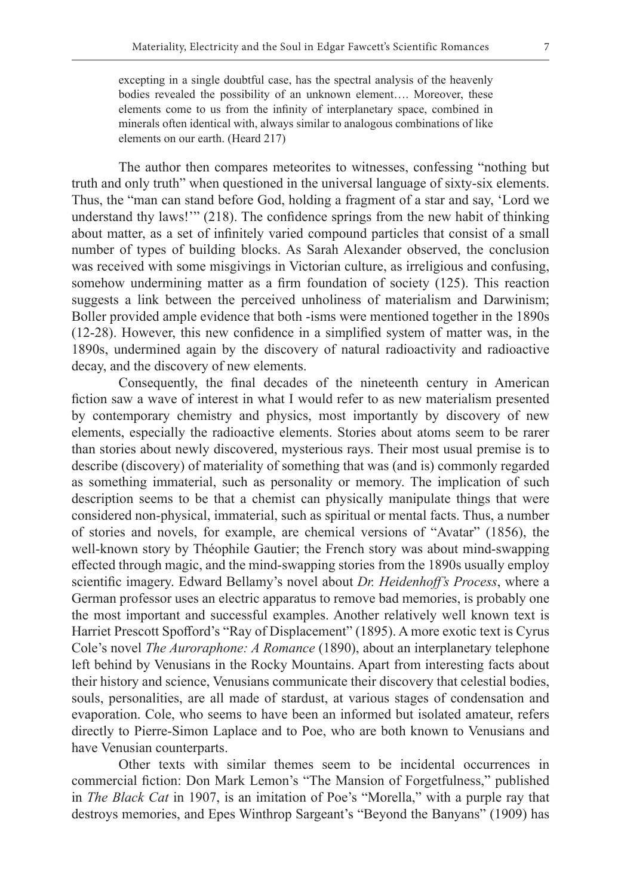> excepting in a single doubtful case, has the spectral analysis of the heavenly bodies revealed the possibility of an unknown element…. Moreover, these elements come to us from the infinity of interplanetary space, combined in minerals often identical with, always similar to analogous combinations of like elements on our earth. (Heard 217)

The author then compares meteorites to witnesses, confessing "nothing but truth and only truth" when questioned in the universal language of sixty-six elements. Thus, the "man can stand before God, holding a fragment of a star and say, 'Lord we understand thy laws!'" (218). The confidence springs from the new habit of thinking about matter, as a set of infinitely varied compound particles that consist of a small number of types of building blocks. As Sarah Alexander observed, the conclusion was received with some misgivings in Victorian culture, as irreligious and confusing, somehow undermining matter as a firm foundation of society (125). This reaction suggests a link between the perceived unholiness of materialism and Darwinism; Boller provided ample evidence that both -isms were mentioned together in the 1890s (12-28). However, this new confidence in a simplified system of matter was, in the 1890s, undermined again by the discovery of natural radioactivity and radioactive decay, and the discovery of new elements.

Consequently, the final decades of the nineteenth century in American fiction saw a wave of interest in what I would refer to as new materialism presented by contemporary chemistry and physics, most importantly by discovery of new elements, especially the radioactive elements. Stories about atoms seem to be rarer than stories about newly discovered, mysterious rays. Their most usual premise is to describe (discovery) of materiality of something that was (and is) commonly regarded as something immaterial, such as personality or memory. The implication of such description seems to be that a chemist can physically manipulate things that were considered non-physical, immaterial, such as spiritual or mental facts. Thus, a number of stories and novels, for example, are chemical versions of "Avatar" (1856), the well-known story by Théophile Gautier; the French story was about mind-swapping effected through magic, and the mind-swapping stories from the 1890s usually employ scientific imagery. Edward Bellamy's novel about *Dr. Heidenhoff's Process*, where a German professor uses an electric apparatus to remove bad memories, is probably one the most important and successful examples. Another relatively well known text is Harriet Prescott Spofford's "Ray of Displacement" (1895). A more exotic text is Cyrus Cole's novel *The Auroraphone: A Romance* (1890), about an interplanetary telephone left behind by Venusians in the Rocky Mountains. Apart from interesting facts about their history and science, Venusians communicate their discovery that celestial bodies, souls, personalities, are all made of stardust, at various stages of condensation and evaporation. Cole, who seems to have been an informed but isolated amateur, refers directly to Pierre-Simon Laplace and to Poe, who are both known to Venusians and have Venusian counterparts.

Other texts with similar themes seem to be incidental occurrences in commercial fiction: Don Mark Lemon's "The Mansion of Forgetfulness," published in *The Black Cat* in 1907, is an imitation of Poe's "Morella," with a purple ray that destroys memories, and Epes Winthrop Sargeant's "Beyond the Banyans" (1909) has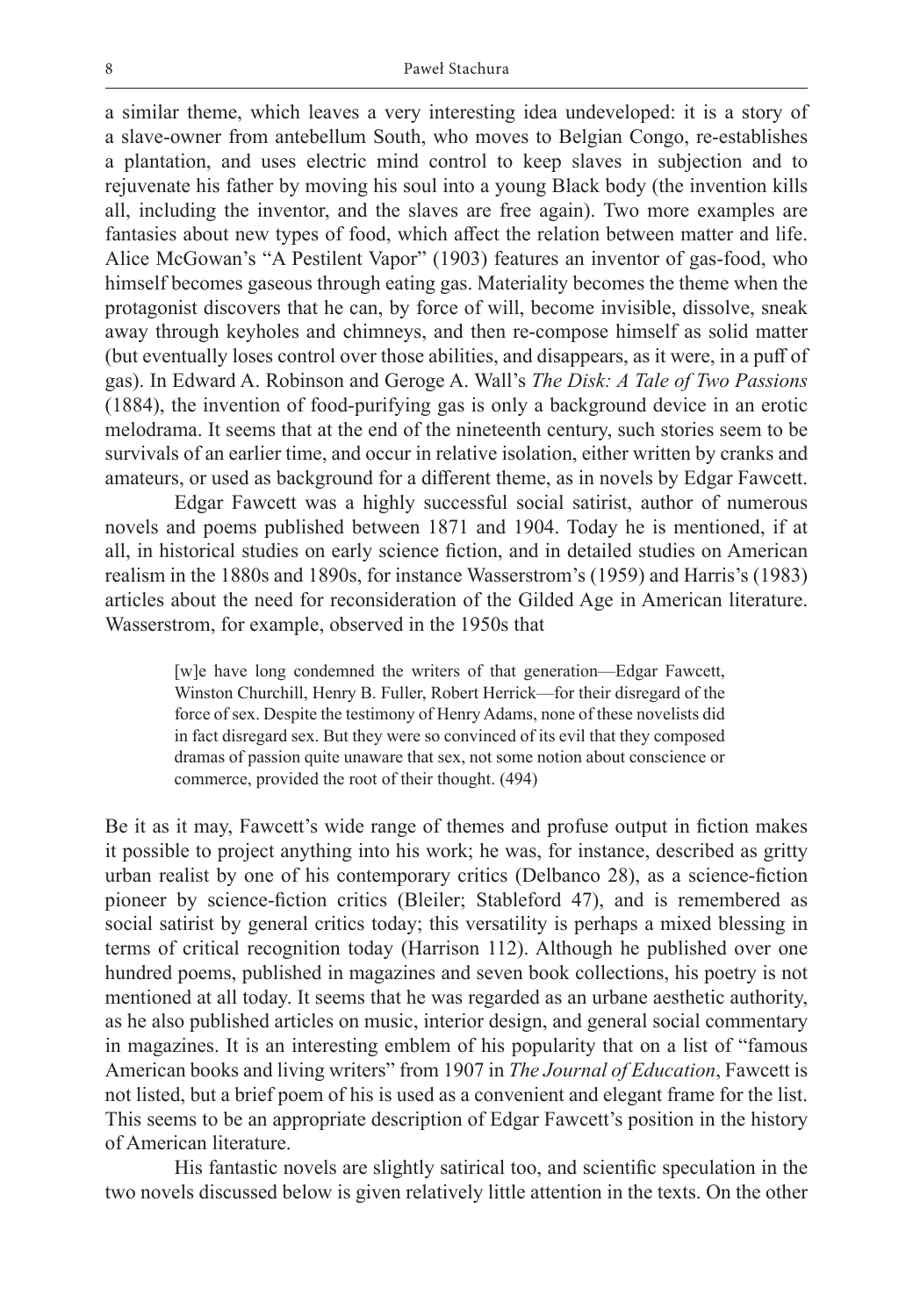a similar theme, which leaves a very interesting idea undeveloped: it is a story of a slave-owner from antebellum South, who moves to Belgian Congo, re-establishes a plantation, and uses electric mind control to keep slaves in subjection and to rejuvenate his father by moving his soul into a young Black body (the invention kills all, including the inventor, and the slaves are free again). Two more examples are fantasies about new types of food, which affect the relation between matter and life. Alice McGowan's "A Pestilent Vapor" (1903) features an inventor of gas-food, who himself becomes gaseous through eating gas. Materiality becomes the theme when the protagonist discovers that he can, by force of will, become invisible, dissolve, sneak away through keyholes and chimneys, and then re-compose himself as solid matter (but eventually loses control over those abilities, and disappears, as it were, in a puff of gas). In Edward A. Robinson and Geroge A. Wall's *The Disk: A Tale of Two Passions* (1884), the invention of food-purifying gas is only a background device in an erotic melodrama. It seems that at the end of the nineteenth century, such stories seem to be survivals of an earlier time, and occur in relative isolation, either written by cranks and amateurs, or used as background for a different theme, as in novels by Edgar Fawcett.

Edgar Fawcett was a highly successful social satirist, author of numerous novels and poems published between 1871 and 1904. Today he is mentioned, if at all, in historical studies on early science fiction, and in detailed studies on American realism in the 1880s and 1890s, for instance Wasserstrom's (1959) and Harris's (1983) articles about the need for reconsideration of the Gilded Age in American literature. Wasserstrom, for example, observed in the 1950s that

> [w]e have long condemned the writers of that generation—Edgar Fawcett, Winston Churchill, Henry B. Fuller, Robert Herrick—for their disregard of the force of sex. Despite the testimony of Henry Adams, none of these novelists did in fact disregard sex. But they were so convinced of its evil that they composed dramas of passion quite unaware that sex, not some notion about conscience or commerce, provided the root of their thought. (494)

Be it as it may, Fawcett's wide range of themes and profuse output in fiction makes it possible to project anything into his work; he was, for instance, described as gritty urban realist by one of his contemporary critics (Delbanco 28), as a science-fiction pioneer by science-fiction critics (Bleiler; Stableford 47), and is remembered as social satirist by general critics today; this versatility is perhaps a mixed blessing in terms of critical recognition today (Harrison 112). Although he published over one hundred poems, published in magazines and seven book collections, his poetry is not mentioned at all today. It seems that he was regarded as an urbane aesthetic authority, as he also published articles on music, interior design, and general social commentary in magazines. It is an interesting emblem of his popularity that on a list of "famous American books and living writers" from 1907 in *The Journal of Education*, Fawcett is not listed, but a brief poem of his is used as a convenient and elegant frame for the list. This seems to be an appropriate description of Edgar Fawcett's position in the history of American literature.

His fantastic novels are slightly satirical too, and scientific speculation in the two novels discussed below is given relatively little attention in the texts. On the other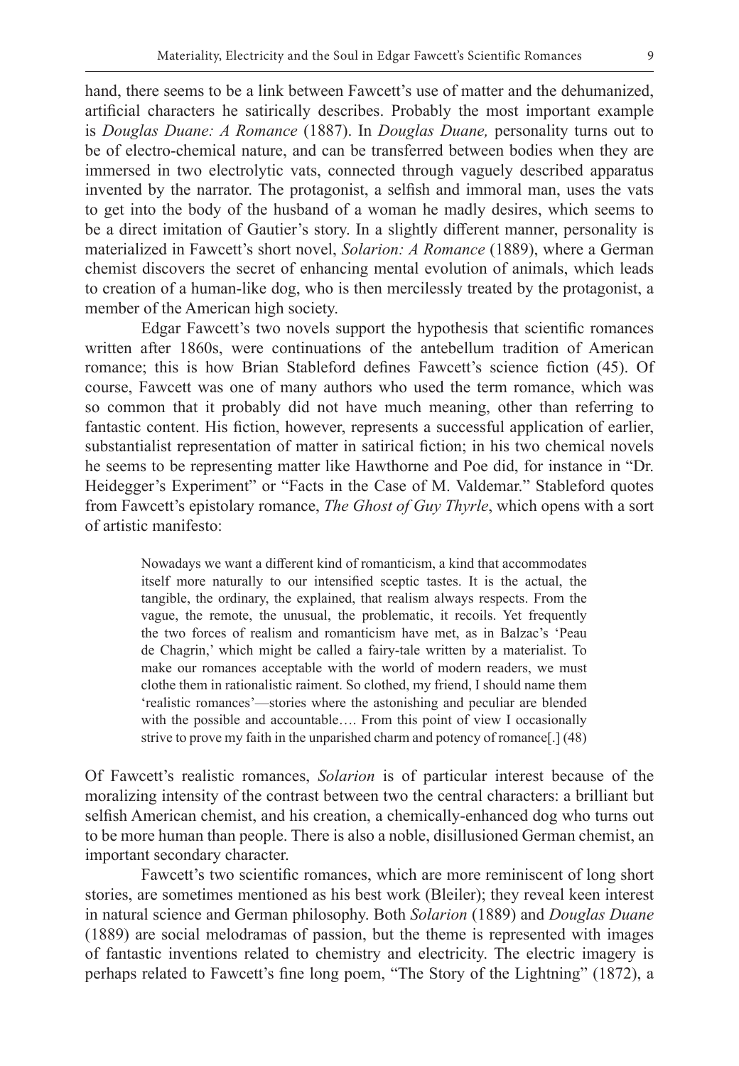hand, there seems to be a link between Fawcett's use of matter and the dehumanized, artificial characters he satirically describes. Probably the most important example is *Douglas Duane: A Romance* (1887). In *Douglas Duane,* personality turns out to be of electro-chemical nature, and can be transferred between bodies when they are immersed in two electrolytic vats, connected through vaguely described apparatus invented by the narrator. The protagonist, a selfish and immoral man, uses the vats to get into the body of the husband of a woman he madly desires, which seems to be a direct imitation of Gautier's story. In a slightly different manner, personality is materialized in Fawcett's short novel, *Solarion: A Romance* (1889), where a German chemist discovers the secret of enhancing mental evolution of animals, which leads to creation of a human-like dog, who is then mercilessly treated by the protagonist, a member of the American high society.

Edgar Fawcett's two novels support the hypothesis that scientific romances written after 1860s, were continuations of the antebellum tradition of American romance; this is how Brian Stableford defines Fawcett's science fiction (45). Of course, Fawcett was one of many authors who used the term romance, which was so common that it probably did not have much meaning, other than referring to fantastic content. His fiction, however, represents a successful application of earlier, substantialist representation of matter in satirical fiction; in his two chemical novels he seems to be representing matter like Hawthorne and Poe did, for instance in "Dr. Heidegger's Experiment" or "Facts in the Case of M. Valdemar." Stableford quotes from Fawcett's epistolary romance, *The Ghost of Guy Thyrle*, which opens with a sort of artistic manifesto:

> Nowadays we want a different kind of romanticism, a kind that accommodates itself more naturally to our intensified sceptic tastes. It is the actual, the tangible, the ordinary, the explained, that realism always respects. From the vague, the remote, the unusual, the problematic, it recoils. Yet frequently the two forces of realism and romanticism have met, as in Balzac's 'Peau de Chagrin,' which might be called a fairy-tale written by a materialist. To make our romances acceptable with the world of modern readers, we must clothe them in rationalistic raiment. So clothed, my friend, I should name them 'realistic romances'—stories where the astonishing and peculiar are blended with the possible and accountable…. From this point of view I occasionally strive to prove my faith in the unparished charm and potency of romance[.] (48)

Of Fawcett's realistic romances, *Solarion* is of particular interest because of the moralizing intensity of the contrast between two the central characters: a brilliant but selfish American chemist, and his creation, a chemically-enhanced dog who turns out to be more human than people. There is also a noble, disillusioned German chemist, an important secondary character.

Fawcett's two scientific romances, which are more reminiscent of long short stories, are sometimes mentioned as his best work (Bleiler); they reveal keen interest in natural science and German philosophy. Both *Solarion* (1889) and *Douglas Duane* (1889) are social melodramas of passion, but the theme is represented with images of fantastic inventions related to chemistry and electricity. The electric imagery is perhaps related to Fawcett's fine long poem, "The Story of the Lightning" (1872), a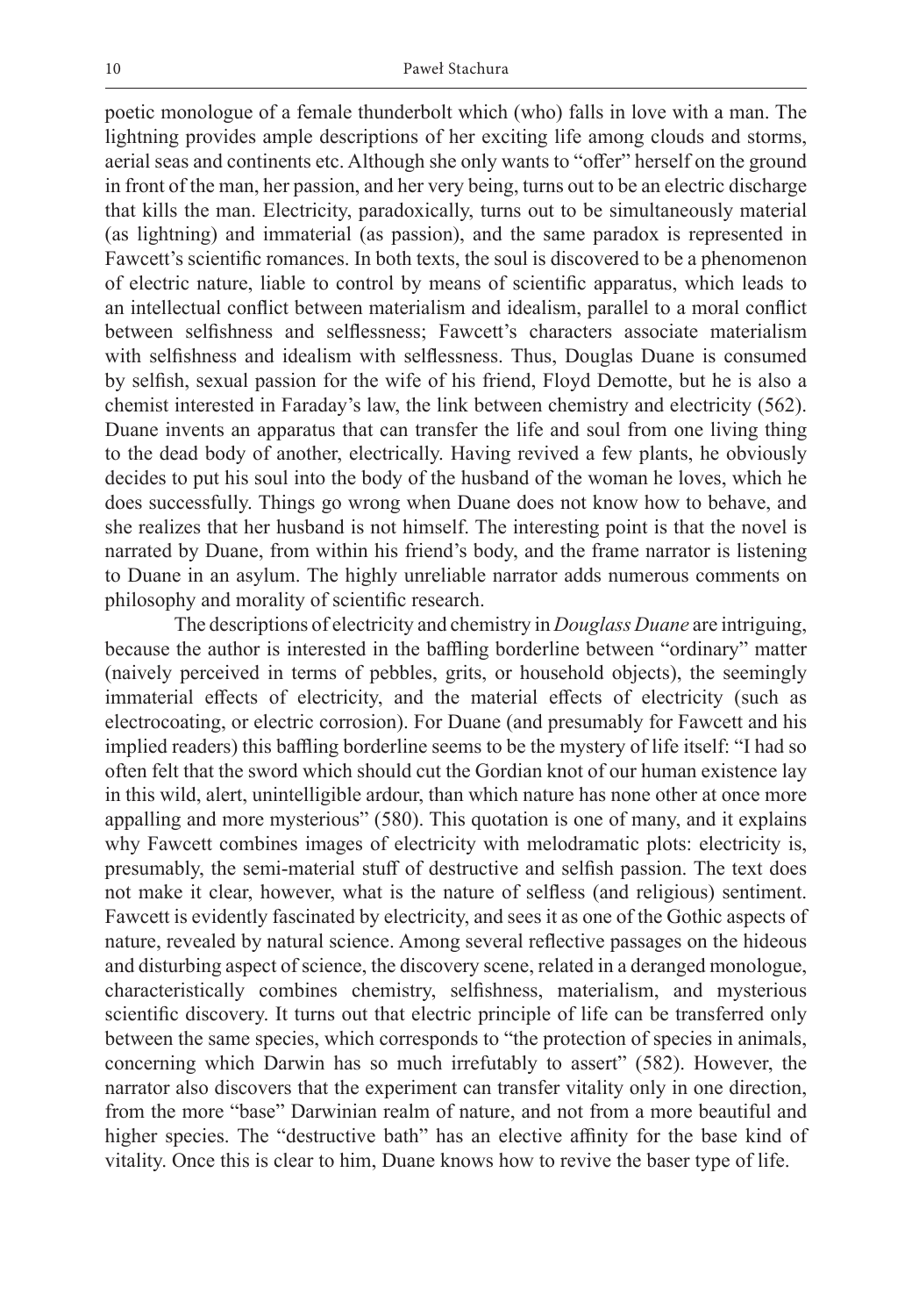poetic monologue of a female thunderbolt which (who) falls in love with a man. The lightning provides ample descriptions of her exciting life among clouds and storms, aerial seas and continents etc. Although she only wants to "offer" herself on the ground in front of the man, her passion, and her very being, turns out to be an electric discharge that kills the man. Electricity, paradoxically, turns out to be simultaneously material (as lightning) and immaterial (as passion), and the same paradox is represented in Fawcett's scientific romances. In both texts, the soul is discovered to be a phenomenon of electric nature, liable to control by means of scientific apparatus, which leads to an intellectual conflict between materialism and idealism, parallel to a moral conflict between selfishness and selflessness; Fawcett's characters associate materialism with selfishness and idealism with selflessness. Thus, Douglas Duane is consumed by selfish, sexual passion for the wife of his friend, Floyd Demotte, but he is also a chemist interested in Faraday's law, the link between chemistry and electricity (562). Duane invents an apparatus that can transfer the life and soul from one living thing to the dead body of another, electrically. Having revived a few plants, he obviously decides to put his soul into the body of the husband of the woman he loves, which he does successfully. Things go wrong when Duane does not know how to behave, and she realizes that her husband is not himself. The interesting point is that the novel is narrated by Duane, from within his friend's body, and the frame narrator is listening to Duane in an asylum. The highly unreliable narrator adds numerous comments on philosophy and morality of scientific research.

The descriptions of electricity and chemistry in *Douglass Duane* are intriguing, because the author is interested in the baffling borderline between "ordinary" matter (naively perceived in terms of pebbles, grits, or household objects), the seemingly immaterial effects of electricity, and the material effects of electricity (such as electrocoating, or electric corrosion). For Duane (and presumably for Fawcett and his implied readers) this baffling borderline seems to be the mystery of life itself: "I had so often felt that the sword which should cut the Gordian knot of our human existence lay in this wild, alert, unintelligible ardour, than which nature has none other at once more appalling and more mysterious" (580). This quotation is one of many, and it explains why Fawcett combines images of electricity with melodramatic plots: electricity is, presumably, the semi-material stuff of destructive and selfish passion. The text does not make it clear, however, what is the nature of selfless (and religious) sentiment. Fawcett is evidently fascinated by electricity, and sees it as one of the Gothic aspects of nature, revealed by natural science. Among several reflective passages on the hideous and disturbing aspect of science, the discovery scene, related in a deranged monologue, characteristically combines chemistry, selfishness, materialism, and mysterious scientific discovery. It turns out that electric principle of life can be transferred only between the same species, which corresponds to "the protection of species in animals, concerning which Darwin has so much irrefutably to assert" (582). However, the narrator also discovers that the experiment can transfer vitality only in one direction, from the more "base" Darwinian realm of nature, and not from a more beautiful and higher species. The "destructive bath" has an elective affinity for the base kind of vitality. Once this is clear to him, Duane knows how to revive the baser type of life.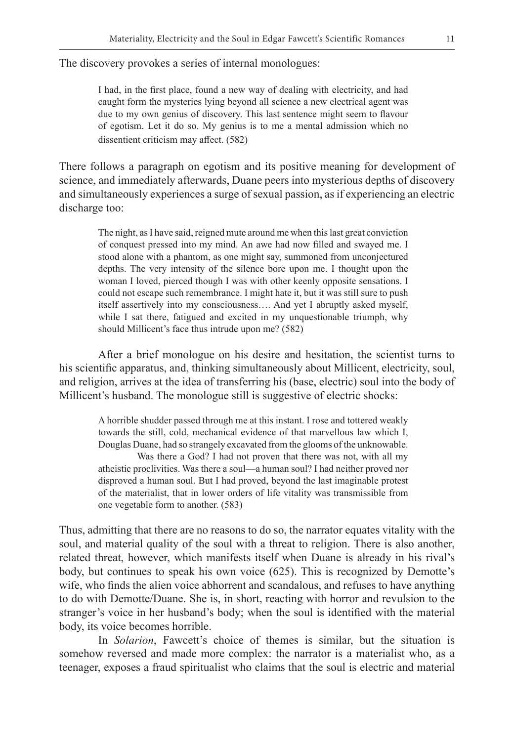The discovery provokes a series of internal monologues:

> I had, in the first place, found a new way of dealing with electricity, and had caught form the mysteries lying beyond all science a new electrical agent was due to my own genius of discovery. This last sentence might seem to flavour of egotism. Let it do so. My genius is to me a mental admission which no dissentient criticism may affect. (582)

There follows a paragraph on egotism and its positive meaning for development of science, and immediately afterwards, Duane peers into mysterious depths of discovery and simultaneously experiences a surge of sexual passion, as if experiencing an electric discharge too:

> The night, as I have said, reigned mute around me when this last great conviction of conquest pressed into my mind. An awe had now filled and swayed me. I stood alone with a phantom, as one might say, summoned from unconjectured depths. The very intensity of the silence bore upon me. I thought upon the woman I loved, pierced though I was with other keenly opposite sensations. I could not escape such remembrance. I might hate it, but it was still sure to push itself assertively into my consciousness…. And yet I abruptly asked myself, while I sat there, fatigued and excited in my unquestionable triumph, why should Millicent's face thus intrude upon me? (582)

After a brief monologue on his desire and hesitation, the scientist turns to his scientific apparatus, and, thinking simultaneously about Millicent, electricity, soul, and religion, arrives at the idea of transferring his (base, electric) soul into the body of Millicent's husband. The monologue still is suggestive of electric shocks:

> A horrible shudder passed through me at this instant. I rose and tottered weakly towards the still, cold, mechanical evidence of that marvellous law which I, Douglas Duane, had so strangely excavated from the glooms of the unknowable.
>
> Was there a God? I had not proven that there was not, with all my atheistic proclivities. Was there a soul—a human soul? I had neither proved nor disproved a human soul. But I had proved, beyond the last imaginable protest of the materialist, that in lower orders of life vitality was transmissible from one vegetable form to another. (583)

Thus, admitting that there are no reasons to do so, the narrator equates vitality with the soul, and material quality of the soul with a threat to religion. There is also another, related threat, however, which manifests itself when Duane is already in his rival's body, but continues to speak his own voice (625). This is recognized by Demotte's wife, who finds the alien voice abhorrent and scandalous, and refuses to have anything to do with Demotte/Duane. She is, in short, reacting with horror and revulsion to the stranger's voice in her husband's body; when the soul is identified with the material body, its voice becomes horrible.

In *Solarion*, Fawcett's choice of themes is similar, but the situation is somehow reversed and made more complex: the narrator is a materialist who, as a teenager, exposes a fraud spiritualist who claims that the soul is electric and material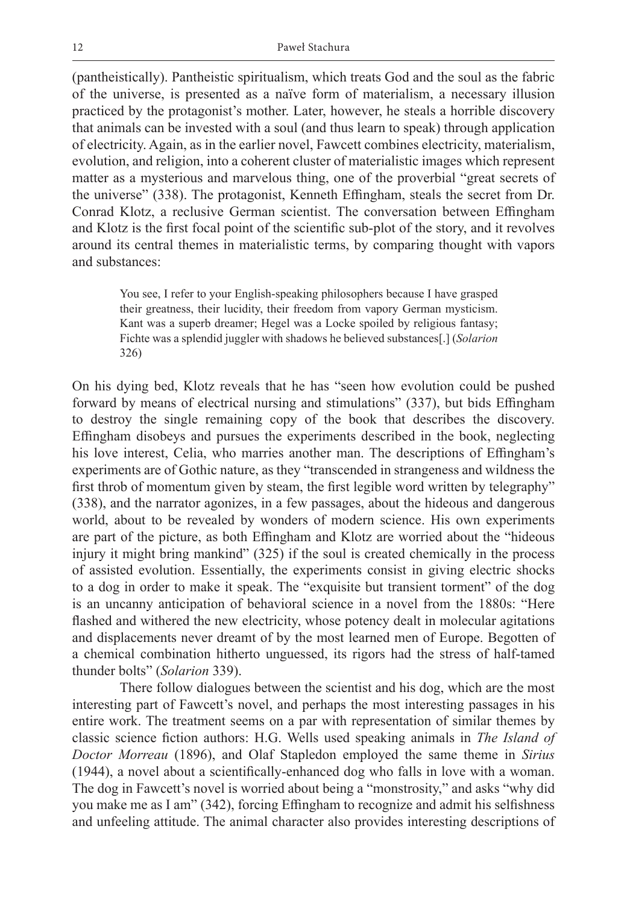(pantheistically). Pantheistic spiritualism, which treats God and the soul as the fabric of the universe, is presented as a naïve form of materialism, a necessary illusion practiced by the protagonist's mother. Later, however, he steals a horrible discovery that animals can be invested with a soul (and thus learn to speak) through application of electricity. Again, as in the earlier novel, Fawcett combines electricity, materialism, evolution, and religion, into a coherent cluster of materialistic images which represent matter as a mysterious and marvelous thing, one of the proverbial "great secrets of the universe" (338). The protagonist, Kenneth Effingham, steals the secret from Dr. Conrad Klotz, a reclusive German scientist. The conversation between Effingham and Klotz is the first focal point of the scientific sub-plot of the story, and it revolves around its central themes in materialistic terms, by comparing thought with vapors and substances:

> You see, I refer to your English-speaking philosophers because I have grasped their greatness, their lucidity, their freedom from vapory German mysticism. Kant was a superb dreamer; Hegel was a Locke spoiled by religious fantasy; Fichte was a splendid juggler with shadows he believed substances[.] (*Solarion* 326)

On his dying bed, Klotz reveals that he has "seen how evolution could be pushed forward by means of electrical nursing and stimulations" (337), but bids Effingham to destroy the single remaining copy of the book that describes the discovery. Effingham disobeys and pursues the experiments described in the book, neglecting his love interest, Celia, who marries another man. The descriptions of Effingham's experiments are of Gothic nature, as they "transcended in strangeness and wildness the first throb of momentum given by steam, the first legible word written by telegraphy" (338), and the narrator agonizes, in a few passages, about the hideous and dangerous world, about to be revealed by wonders of modern science. His own experiments are part of the picture, as both Effingham and Klotz are worried about the "hideous injury it might bring mankind" (325) if the soul is created chemically in the process of assisted evolution. Essentially, the experiments consist in giving electric shocks to a dog in order to make it speak. The "exquisite but transient torment" of the dog is an uncanny anticipation of behavioral science in a novel from the 1880s: "Here flashed and withered the new electricity, whose potency dealt in molecular agitations and displacements never dreamt of by the most learned men of Europe. Begotten of a chemical combination hitherto unguessed, its rigors had the stress of half-tamed thunder bolts" (*Solarion* 339).

There follow dialogues between the scientist and his dog, which are the most interesting part of Fawcett's novel, and perhaps the most interesting passages in his entire work. The treatment seems on a par with representation of similar themes by classic science fiction authors: H.G. Wells used speaking animals in *The Island of Doctor Morreau* (1896), and Olaf Stapledon employed the same theme in *Sirius* (1944), a novel about a scientifically-enhanced dog who falls in love with a woman. The dog in Fawcett's novel is worried about being a "monstrosity," and asks "why did you make me as I am" (342), forcing Effingham to recognize and admit his selfishness and unfeeling attitude. The animal character also provides interesting descriptions of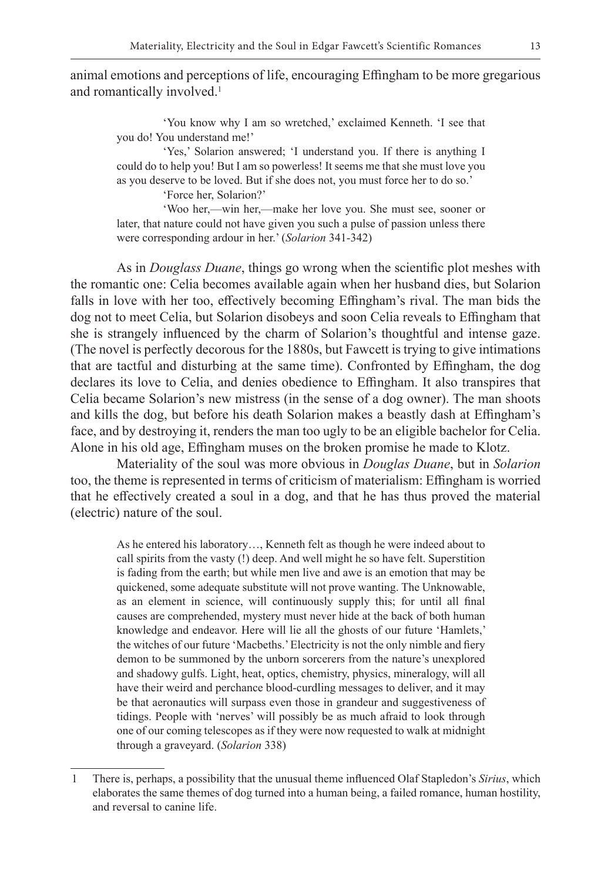animal emotions and perceptions of life, encouraging Effingham to be more gregarious and romantically involved.[1]

> 'You know why I am so wretched,' exclaimed Kenneth. 'I see that you do! You understand me!'
>
> 'Yes,' Solarion answered; 'I understand you. If there is anything I could do to help you! But I am so powerless! It seems me that she must love you as you deserve to be loved. But if she does not, you must force her to do so.'
>
> 'Force her, Solarion?'
>
> 'Woo her,—win her,—make her love you. She must see, sooner or later, that nature could not have given you such a pulse of passion unless there were corresponding ardour in her.' (*Solarion* 341-342)

As in *Douglass Duane*, things go wrong when the scientific plot meshes with the romantic one: Celia becomes available again when her husband dies, but Solarion falls in love with her too, effectively becoming Effingham's rival. The man bids the dog not to meet Celia, but Solarion disobeys and soon Celia reveals to Effingham that she is strangely influenced by the charm of Solarion's thoughtful and intense gaze. (The novel is perfectly decorous for the 1880s, but Fawcett is trying to give intimations that are tactful and disturbing at the same time). Confronted by Effingham, the dog declares its love to Celia, and denies obedience to Effingham. It also transpires that Celia became Solarion's new mistress (in the sense of a dog owner). The man shoots and kills the dog, but before his death Solarion makes a beastly dash at Effingham's face, and by destroying it, renders the man too ugly to be an eligible bachelor for Celia. Alone in his old age, Effingham muses on the broken promise he made to Klotz.

Materiality of the soul was more obvious in *Douglas Duane*, but in *Solarion* too, the theme is represented in terms of criticism of materialism: Effingham is worried that he effectively created a soul in a dog, and that he has thus proved the material (electric) nature of the soul.

> As he entered his laboratory…, Kenneth felt as though he were indeed about to call spirits from the vasty (!) deep. And well might he so have felt. Superstition is fading from the earth; but while men live and awe is an emotion that may be quickened, some adequate substitute will not prove wanting. The Unknowable, as an element in science, will continuously supply this; for until all final causes are comprehended, mystery must never hide at the back of both human knowledge and endeavor. Here will lie all the ghosts of our future 'Hamlets,' the witches of our future 'Macbeths.' Electricity is not the only nimble and fiery demon to be summoned by the unborn sorcerers from the nature's unexplored and shadowy gulfs. Light, heat, optics, chemistry, physics, mineralogy, will all have their weird and perchance blood-curdling messages to deliver, and it may be that aeronautics will surpass even those in grandeur and suggestiveness of tidings. People with 'nerves' will possibly be as much afraid to look through one of our coming telescopes as if they were now requested to walk at midnight through a graveyard. (*Solarion* 338)

---

1 There is, perhaps, a possibility that the unusual theme influenced Olaf Stapledon's *Sirius*, which elaborates the same themes of dog turned into a human being, a failed romance, human hostility, and reversal to canine life.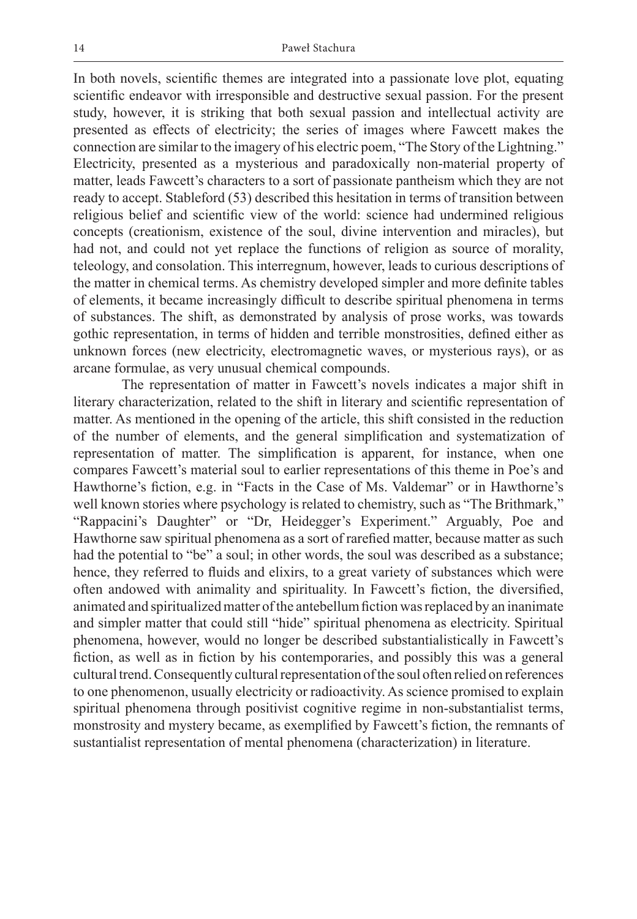In both novels, scientific themes are integrated into a passionate love plot, equating scientific endeavor with irresponsible and destructive sexual passion. For the present study, however, it is striking that both sexual passion and intellectual activity are presented as effects of electricity; the series of images where Fawcett makes the connection are similar to the imagery of his electric poem, "The Story of the Lightning." Electricity, presented as a mysterious and paradoxically non-material property of matter, leads Fawcett's characters to a sort of passionate pantheism which they are not ready to accept. Stableford (53) described this hesitation in terms of transition between religious belief and scientific view of the world: science had undermined religious concepts (creationism, existence of the soul, divine intervention and miracles), but had not, and could not yet replace the functions of religion as source of morality, teleology, and consolation. This interregnum, however, leads to curious descriptions of the matter in chemical terms. As chemistry developed simpler and more definite tables of elements, it became increasingly difficult to describe spiritual phenomena in terms of substances. The shift, as demonstrated by analysis of prose works, was towards gothic representation, in terms of hidden and terrible monstrosities, defined either as unknown forces (new electricity, electromagnetic waves, or mysterious rays), or as arcane formulae, as very unusual chemical compounds.

The representation of matter in Fawcett's novels indicates a major shift in literary characterization, related to the shift in literary and scientific representation of matter. As mentioned in the opening of the article, this shift consisted in the reduction of the number of elements, and the general simplification and systematization of representation of matter. The simplification is apparent, for instance, when one compares Fawcett's material soul to earlier representations of this theme in Poe's and Hawthorne's fiction, e.g. in "Facts in the Case of Ms. Valdemar" or in Hawthorne's well known stories where psychology is related to chemistry, such as "The Brithmark," "Rappacini's Daughter" or "Dr, Heidegger's Experiment." Arguably, Poe and Hawthorne saw spiritual phenomena as a sort of rarefied matter, because matter as such had the potential to "be" a soul; in other words, the soul was described as a substance; hence, they referred to fluids and elixirs, to a great variety of substances which were often andowed with animality and spirituality. In Fawcett's fiction, the diversified, animated and spiritualized matter of the antebellum fiction was replaced by an inanimate and simpler matter that could still "hide" spiritual phenomena as electricity. Spiritual phenomena, however, would no longer be described substantialistically in Fawcett's fiction, as well as in fiction by his contemporaries, and possibly this was a general cultural trend. Consequently cultural representation of the soul often relied on references to one phenomenon, usually electricity or radioactivity. As science promised to explain spiritual phenomena through positivist cognitive regime in non-substantialist terms, monstrosity and mystery became, as exemplified by Fawcett's fiction, the remnants of sustantialist representation of mental phenomena (characterization) in literature.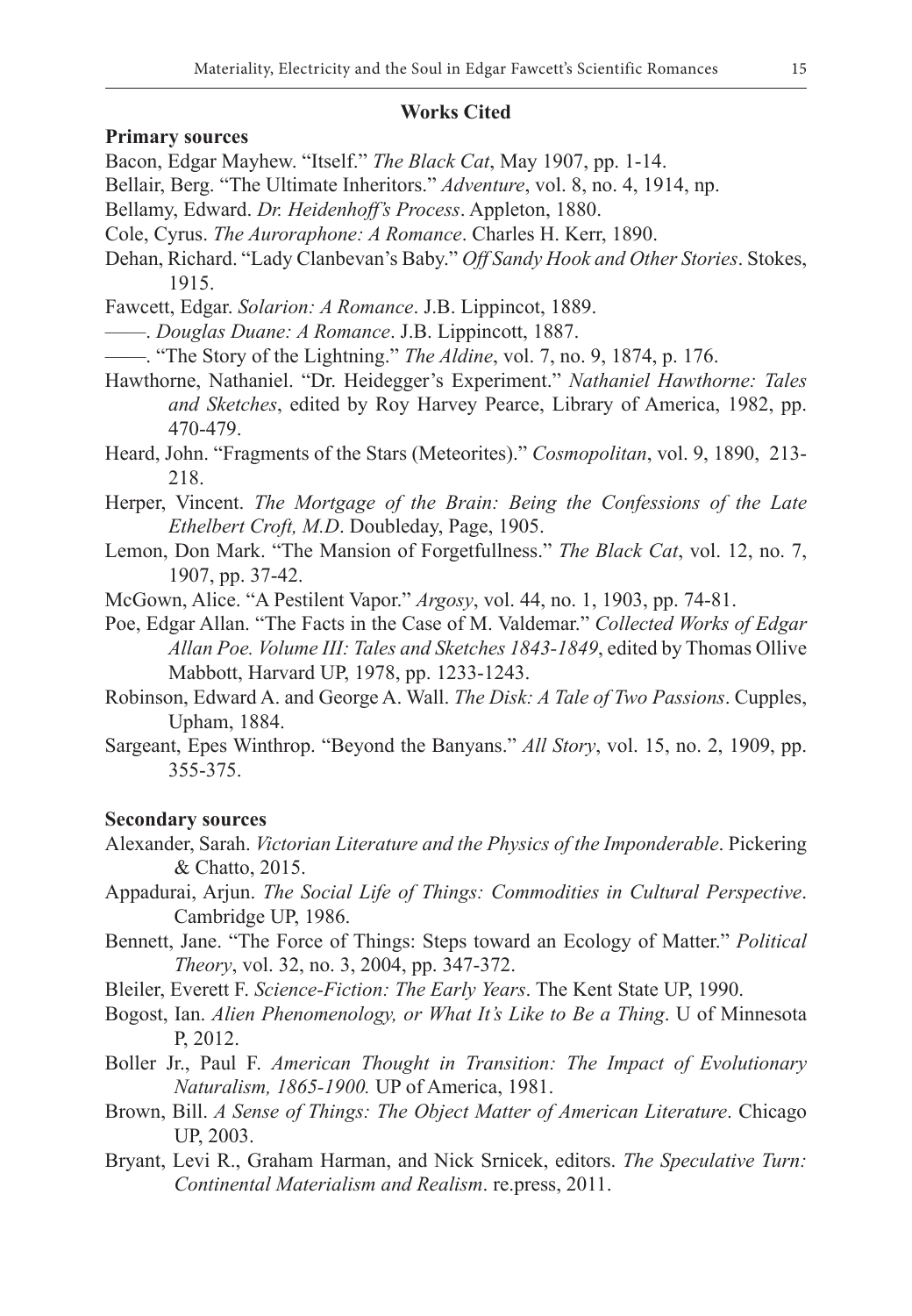## Works Cited

### Primary sources

Bacon, Edgar Mayhew. "Itself." *The Black Cat*, May 1907, pp. 1-14.

Bellair, Berg. "The Ultimate Inheritors." *Adventure*, vol. 8, no. 4, 1914, np.

Bellamy, Edward. *Dr. Heidenhoff's Process*. Appleton, 1880.

Cole, Cyrus. *The Auroraphone: A Romance*. Charles H. Kerr, 1890.

Dehan, Richard. "Lady Clanbevan's Baby." *Off Sandy Hook and Other Stories*. Stokes, 1915.

Fawcett, Edgar. *Solarion: A Romance*. J.B. Lippincot, 1889.

——. *Douglas Duane: A Romance*. J.B. Lippincott, 1887.

——. "The Story of the Lightning." *The Aldine*, vol. 7, no. 9, 1874, p. 176.

Hawthorne, Nathaniel. "Dr. Heidegger's Experiment." *Nathaniel Hawthorne: Tales and Sketches*, edited by Roy Harvey Pearce, Library of America, 1982, pp. 470-479.

Heard, John. "Fragments of the Stars (Meteorites)." *Cosmopolitan*, vol. 9, 1890, 213-218.

Herper, Vincent. *The Mortgage of the Brain: Being the Confessions of the Late Ethelbert Croft, M.D*. Doubleday, Page, 1905.

Lemon, Don Mark. "The Mansion of Forgetfullness." *The Black Cat*, vol. 12, no. 7, 1907, pp. 37-42.

McGown, Alice. "A Pestilent Vapor." *Argosy*, vol. 44, no. 1, 1903, pp. 74-81.

Poe, Edgar Allan. "The Facts in the Case of M. Valdemar." *Collected Works of Edgar Allan Poe. Volume III: Tales and Sketches 1843-1849*, edited by Thomas Ollive Mabbott, Harvard UP, 1978, pp. 1233-1243.

Robinson, Edward A. and George A. Wall. *The Disk: A Tale of Two Passions*. Cupples, Upham, 1884.

Sargeant, Epes Winthrop. "Beyond the Banyans." *All Story*, vol. 15, no. 2, 1909, pp. 355-375.

### Secondary sources

Alexander, Sarah. *Victorian Literature and the Physics of the Imponderable*. Pickering & Chatto, 2015.

Appadurai, Arjun. *The Social Life of Things: Commodities in Cultural Perspective*. Cambridge UP, 1986.

Bennett, Jane. "The Force of Things: Steps toward an Ecology of Matter." *Political Theory*, vol. 32, no. 3, 2004, pp. 347-372.

Bleiler, Everett F. *Science-Fiction: The Early Years*. The Kent State UP, 1990.

Bogost, Ian. *Alien Phenomenology, or What It's Like to Be a Thing*. U of Minnesota P, 2012.

Boller Jr., Paul F. *American Thought in Transition: The Impact of Evolutionary Naturalism, 1865-1900.* UP of America, 1981.

Brown, Bill. *A Sense of Things: The Object Matter of American Literature*. Chicago UP, 2003.

Bryant, Levi R., Graham Harman, and Nick Srnicek, editors. *The Speculative Turn: Continental Materialism and Realism*. re.press, 2011.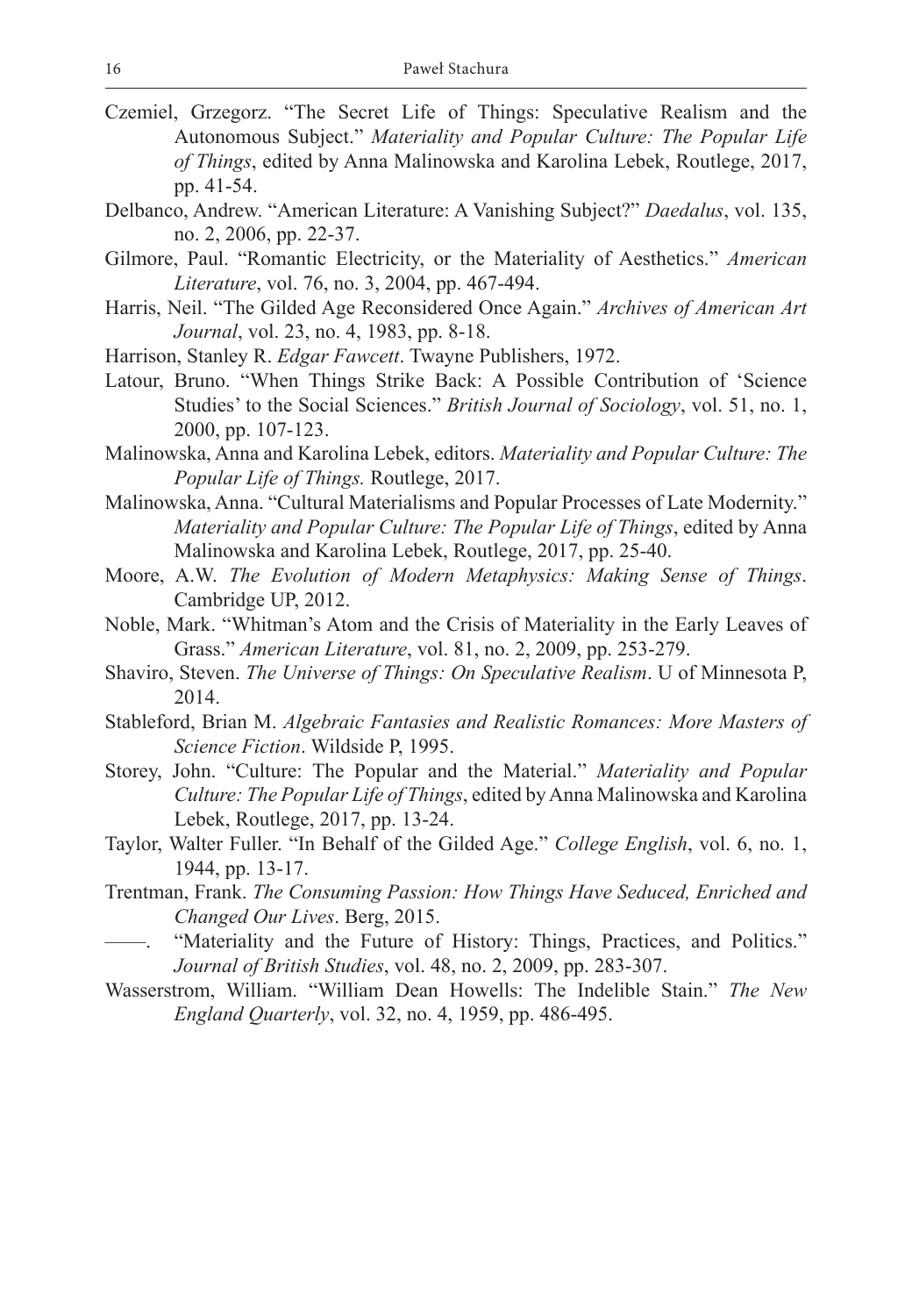Czemiel, Grzegorz. "The Secret Life of Things: Speculative Realism and the Autonomous Subject." *Materiality and Popular Culture: The Popular Life of Things*, edited by Anna Malinowska and Karolina Lebek, Routlege, 2017, pp. 41-54.

Delbanco, Andrew. "American Literature: A Vanishing Subject?" *Daedalus*, vol. 135, no. 2, 2006, pp. 22-37.

Gilmore, Paul. "Romantic Electricity, or the Materiality of Aesthetics." *American Literature*, vol. 76, no. 3, 2004, pp. 467-494.

Harris, Neil. "The Gilded Age Reconsidered Once Again." *Archives of American Art Journal*, vol. 23, no. 4, 1983, pp. 8-18.

Harrison, Stanley R. *Edgar Fawcett*. Twayne Publishers, 1972.

Latour, Bruno. "When Things Strike Back: A Possible Contribution of 'Science Studies' to the Social Sciences." *British Journal of Sociology*, vol. 51, no. 1, 2000, pp. 107-123.

Malinowska, Anna and Karolina Lebek, editors. *Materiality and Popular Culture: The Popular Life of Things.* Routlege, 2017.

Malinowska, Anna. "Cultural Materialisms and Popular Processes of Late Modernity." *Materiality and Popular Culture: The Popular Life of Things*, edited by Anna Malinowska and Karolina Lebek, Routlege, 2017, pp. 25-40.

Moore, A.W. *The Evolution of Modern Metaphysics: Making Sense of Things*. Cambridge UP, 2012.

Noble, Mark. "Whitman's Atom and the Crisis of Materiality in the Early Leaves of Grass." *American Literature*, vol. 81, no. 2, 2009, pp. 253-279.

Shaviro, Steven. *The Universe of Things: On Speculative Realism*. U of Minnesota P, 2014.

Stableford, Brian M. *Algebraic Fantasies and Realistic Romances: More Masters of Science Fiction*. Wildside P, 1995.

Storey, John. "Culture: The Popular and the Material." *Materiality and Popular Culture: The Popular Life of Things*, edited by Anna Malinowska and Karolina Lebek, Routlege, 2017, pp. 13-24.

Taylor, Walter Fuller. "In Behalf of the Gilded Age." *College English*, vol. 6, no. 1, 1944, pp. 13-17.

Trentman, Frank. *The Consuming Passion: How Things Have Seduced, Enriched and Changed Our Lives*. Berg, 2015.

——. "Materiality and the Future of History: Things, Practices, and Politics." *Journal of British Studies*, vol. 48, no. 2, 2009, pp. 283-307.

Wasserstrom, William. "William Dean Howells: The Indelible Stain." *The New England Quarterly*, vol. 32, no. 4, 1959, pp. 486-495.